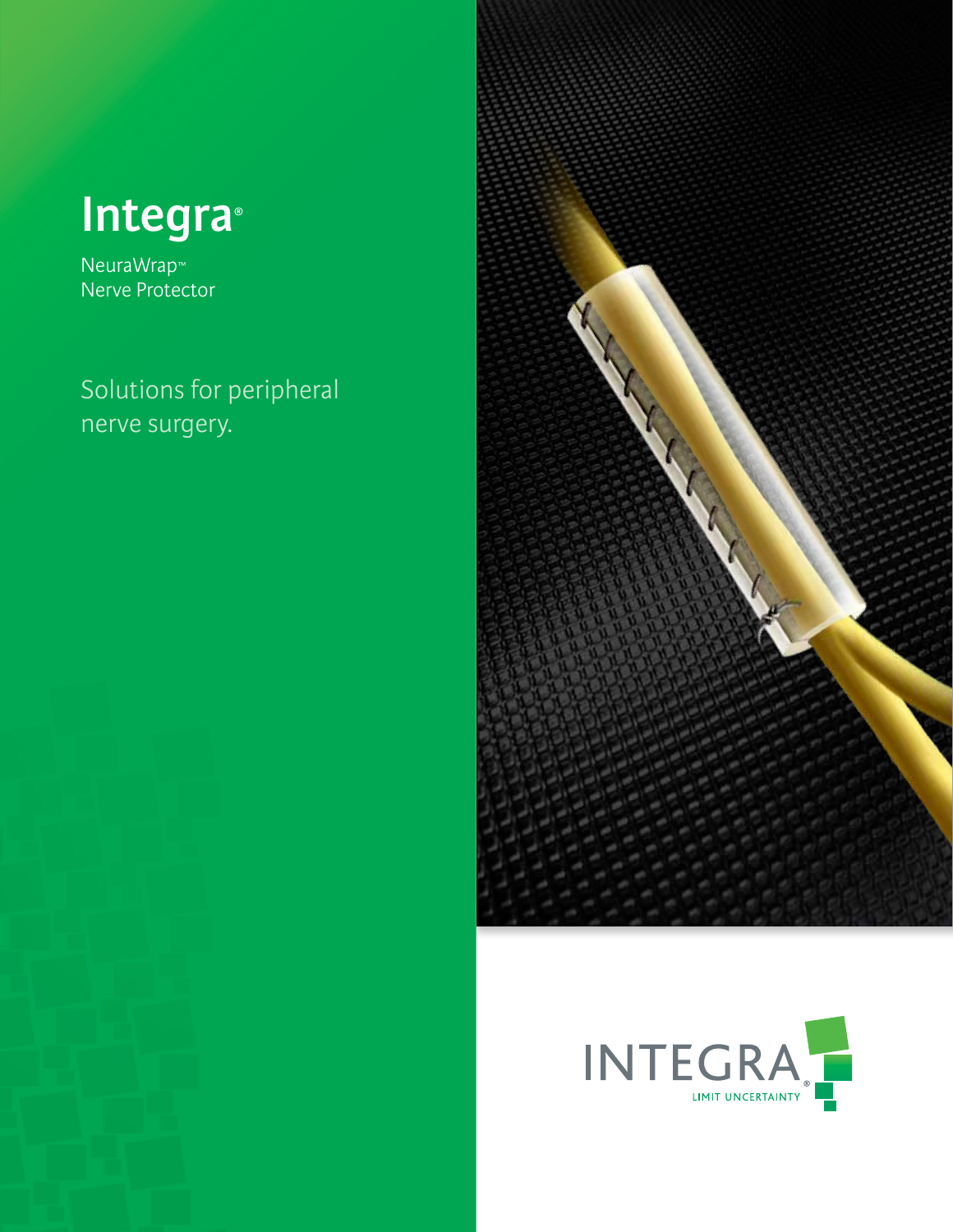# Integra®

NeuraWrap™
Nerve Protector

Solutions for peripheral nerve surgery.

INTEGRA®
LIMIT UNCERTAINTY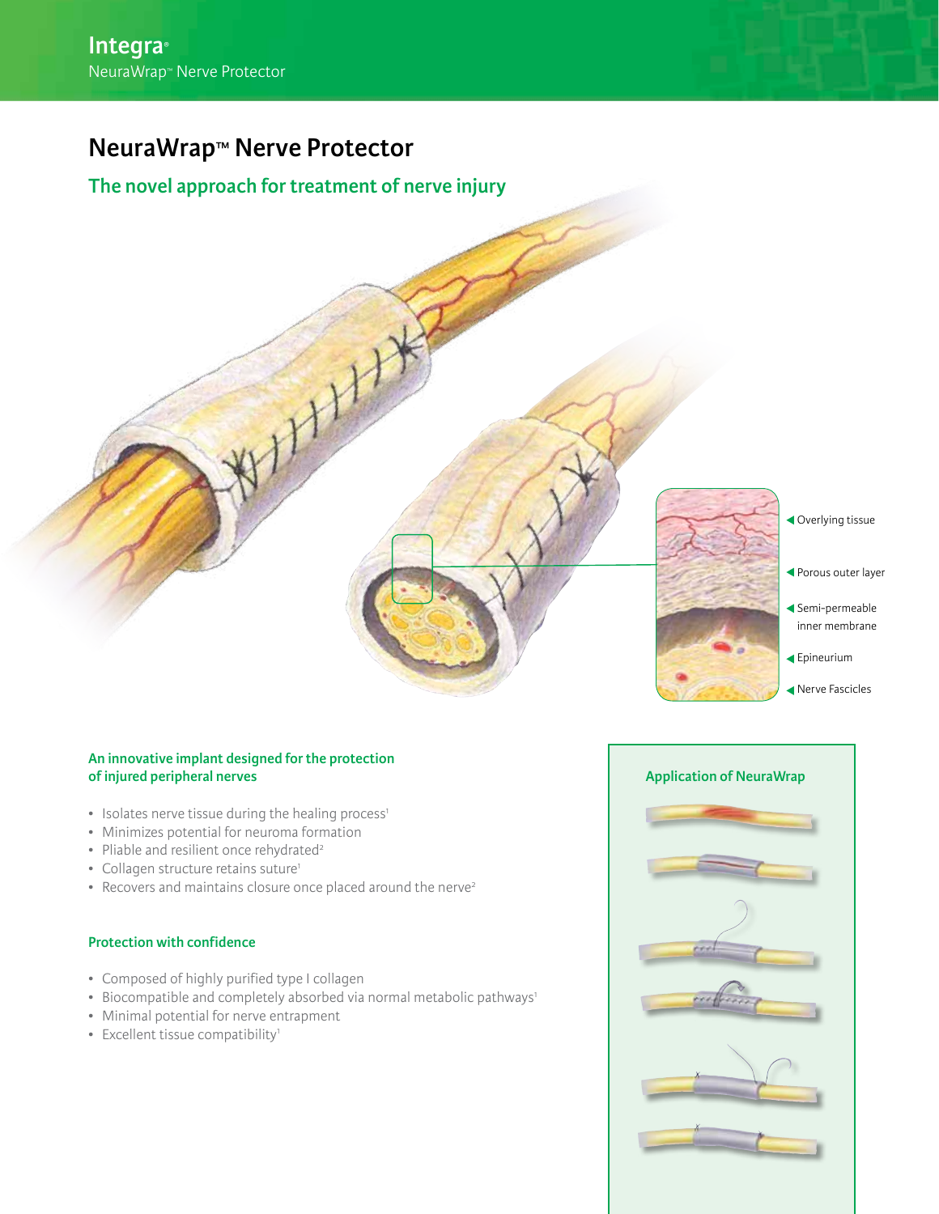# NeuraWrap™ Nerve Protector

## The novel approach for treatment of nerve injury

Overlying tissue

Porous outer layer

Semi-permeable inner membrane

Epineurium

Nerve Fascicles

### An innovative implant designed for the protection of injured peripheral nerves

- Isolates nerve tissue during the healing process[1]
- Minimizes potential for neuroma formation
- Pliable and resilient once rehydrated[2]
- Collagen structure retains suture[1]
- Recovers and maintains closure once placed around the nerve[2]

### Protection with confidence

- Composed of highly purified type I collagen
- Biocompatible and completely absorbed via normal metabolic pathways[1]
- Minimal potential for nerve entrapment
- Excellent tissue compatibility[1]

### Application of NeuraWrap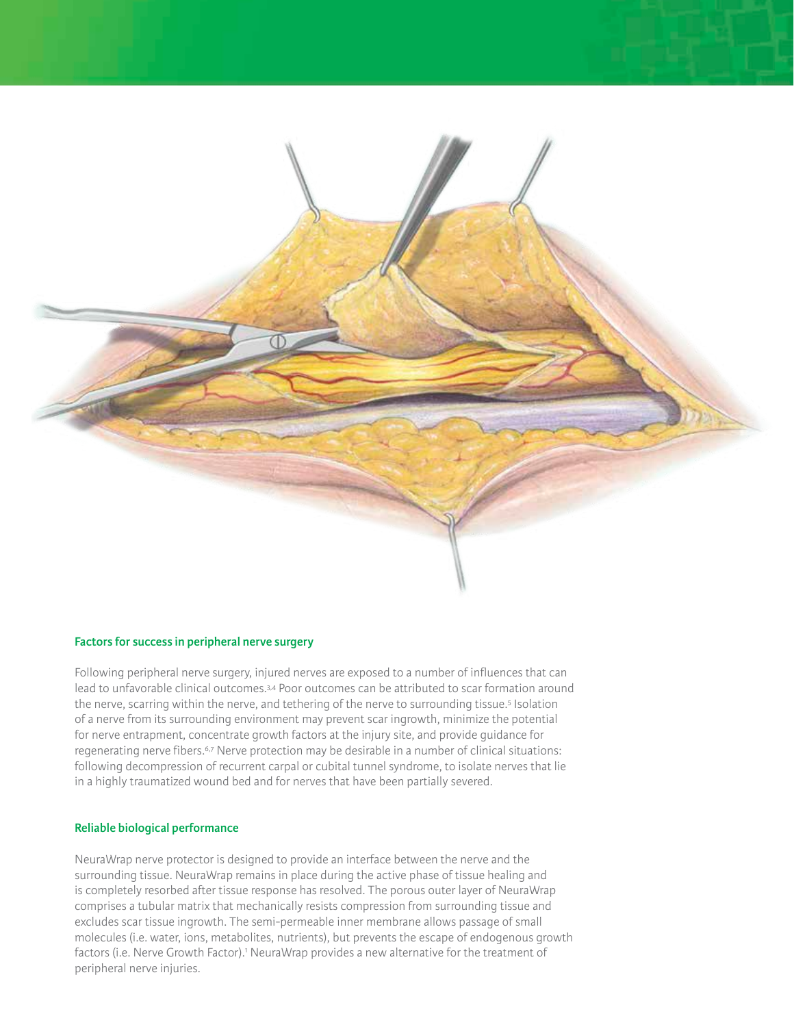## Factors for success in peripheral nerve surgery

Following peripheral nerve surgery, injured nerves are exposed to a number of influences that can lead to unfavorable clinical outcomes.[3,4] Poor outcomes can be attributed to scar formation around the nerve, scarring within the nerve, and tethering of the nerve to surrounding tissue.[5] Isolation of a nerve from its surrounding environment may prevent scar ingrowth, minimize the potential for nerve entrapment, concentrate growth factors at the injury site, and provide guidance for regenerating nerve fibers.[6,7] Nerve protection may be desirable in a number of clinical situations: following decompression of recurrent carpal or cubital tunnel syndrome, to isolate nerves that lie in a highly traumatized wound bed and for nerves that have been partially severed.

## Reliable biological performance

NeuraWrap nerve protector is designed to provide an interface between the nerve and the surrounding tissue. NeuraWrap remains in place during the active phase of tissue healing and is completely resorbed after tissue response has resolved. The porous outer layer of NeuraWrap comprises a tubular matrix that mechanically resists compression from surrounding tissue and excludes scar tissue ingrowth. The semi-permeable inner membrane allows passage of small molecules (i.e. water, ions, metabolites, nutrients), but prevents the escape of endogenous growth factors (i.e. Nerve Growth Factor).[1] NeuraWrap provides a new alternative for the treatment of peripheral nerve injuries.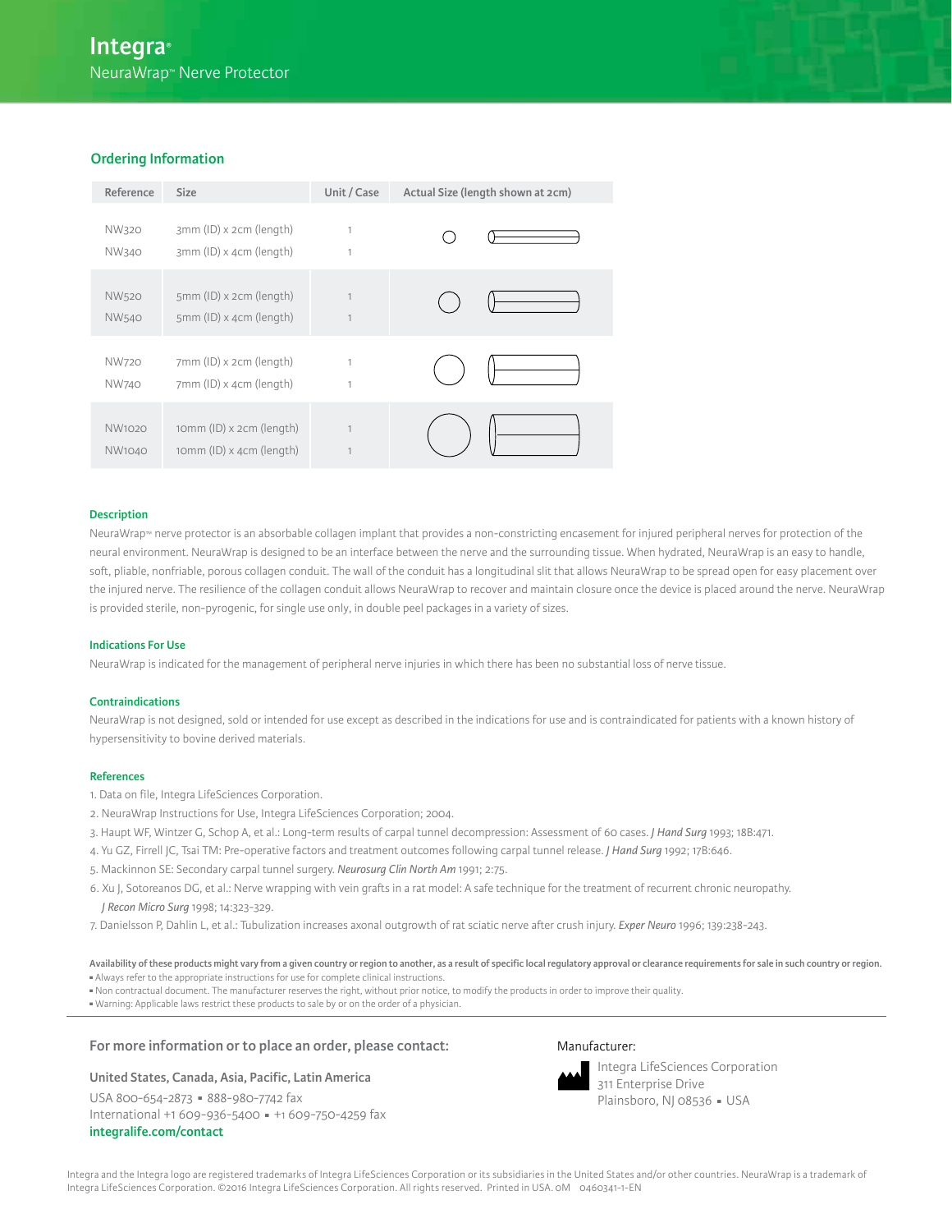Integra®

NeuraWrap™ Nerve Protector

## Ordering Information

| Reference | Size | Unit / Case | Actual Size (length shown at 2cm) |
|---|---|---|---|
| NW320 | 3mm (ID) x 2cm (length) | 1 | |
| NW340 | 3mm (ID) x 4cm (length) | 1 | |
| NW520 | 5mm (ID) x 2cm (length) | 1 | |
| NW540 | 5mm (ID) x 4cm (length) | 1 | |
| NW720 | 7mm (ID) x 2cm (length) | 1 | |
| NW740 | 7mm (ID) x 4cm (length) | 1 | |
| NW1020 | 10mm (ID) x 2cm (length) | 1 | |
| NW1040 | 10mm (ID) x 4cm (length) | 1 | |

### Description

NeuraWrap™ nerve protector is an absorbable collagen implant that provides a non-constricting encasement for injured peripheral nerves for protection of the neural environment. NeuraWrap is designed to be an interface between the nerve and the surrounding tissue. When hydrated, NeuraWrap is an easy to handle, soft, pliable, nonfriable, porous collagen conduit. The wall of the conduit has a longitudinal slit that allows NeuraWrap to be spread open for easy placement over the injured nerve. The resilience of the collagen conduit allows NeuraWrap to recover and maintain closure once the device is placed around the nerve. NeuraWrap is provided sterile, non-pyrogenic, for single use only, in double peel packages in a variety of sizes.

### Indications For Use

NeuraWrap is indicated for the management of peripheral nerve injuries in which there has been no substantial loss of nerve tissue.

### Contraindications

NeuraWrap is not designed, sold or intended for use except as described in the indications for use and is contraindicated for patients with a known history of hypersensitivity to bovine derived materials.

### References

1. Data on file, Integra LifeSciences Corporation.
2. NeuraWrap Instructions for Use, Integra LifeSciences Corporation; 2004.
3. Haupt WF, Wintzer G, Schop A, et al.: Long-term results of carpal tunnel decompression: Assessment of 60 cases. *J Hand Surg* 1993; 18B:471.
4. Yu GZ, Firrell JC, Tsai TM: Pre-operative factors and treatment outcomes following carpal tunnel release. *J Hand Surg* 1992; 17B:646.
5. Mackinnon SE: Secondary carpal tunnel surgery. *Neurosurg Clin North Am* 1991; 2:75.
6. Xu J, Sotoreanos DG, et al.: Nerve wrapping with vein grafts in a rat model: A safe technique for the treatment of recurrent chronic neuropathy. *J Recon Micro Surg* 1998; 14:323-329.
7. Danielsson P, Dahlin L, et al.: Tubulization increases axonal outgrowth of rat sciatic nerve after crush injury. *Exper Neuro* 1996; 139:238-243.

**Availability of these products might vary from a given country or region to another, as a result of specific local regulatory approval or clearance requirements for sale in such country or region.**

- Always refer to the appropriate instructions for use for complete clinical instructions.
- Non contractual document. The manufacturer reserves the right, without prior notice, to modify the products in order to improve their quality.
- Warning: Applicable laws restrict these products to sale by or on the order of a physician.

**For more information or to place an order, please contact:**

**United States, Canada, Asia, Pacific, Latin America**

USA 800-654-2873 ▪ 888-980-7742 fax
International +1 609-936-5400 ▪ +1 609-750-4259 fax
**integralife.com/contact**

Manufacturer:

Integra LifeSciences Corporation
311 Enterprise Drive
Plainsboro, NJ 08536 ▪ USA

Integra and the Integra logo are registered trademarks of Integra LifeSciences Corporation or its subsidiaries in the United States and/or other countries. NeuraWrap is a trademark of Integra LifeSciences Corporation. ©2016 Integra LifeSciences Corporation. All rights reserved. Printed in USA. 0M 0460341-1-EN